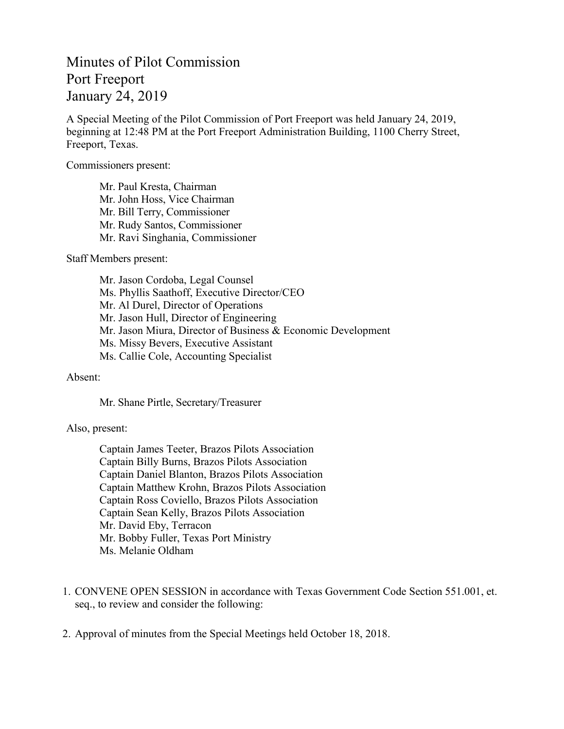# Minutes of Pilot Commission
# Port Freeport
# January 24, 2019

A Special Meeting of the Pilot Commission of Port Freeport was held January 24, 2019, beginning at 12:48 PM at the Port Freeport Administration Building, 1100 Cherry Street, Freeport, Texas.

Commissioners present:

Mr. Paul Kresta, Chairman
Mr. John Hoss, Vice Chairman
Mr. Bill Terry, Commissioner
Mr. Rudy Santos, Commissioner
Mr. Ravi Singhania, Commissioner

Staff Members present:

Mr. Jason Cordoba, Legal Counsel
Ms. Phyllis Saathoff, Executive Director/CEO
Mr. Al Durel, Director of Operations
Mr. Jason Hull, Director of Engineering
Mr. Jason Miura, Director of Business & Economic Development
Ms. Missy Bevers, Executive Assistant
Ms. Callie Cole, Accounting Specialist

Absent:

Mr. Shane Pirtle, Secretary/Treasurer

Also, present:

Captain James Teeter, Brazos Pilots Association
Captain Billy Burns, Brazos Pilots Association
Captain Daniel Blanton, Brazos Pilots Association
Captain Matthew Krohn, Brazos Pilots Association
Captain Ross Coviello, Brazos Pilots Association
Captain Sean Kelly, Brazos Pilots Association
Mr. David Eby, Terracon
Mr. Bobby Fuller, Texas Port Ministry
Ms. Melanie Oldham

1. CONVENE OPEN SESSION in accordance with Texas Government Code Section 551.001, et. seq., to review and consider the following:

2. Approval of minutes from the Special Meetings held October 18, 2018.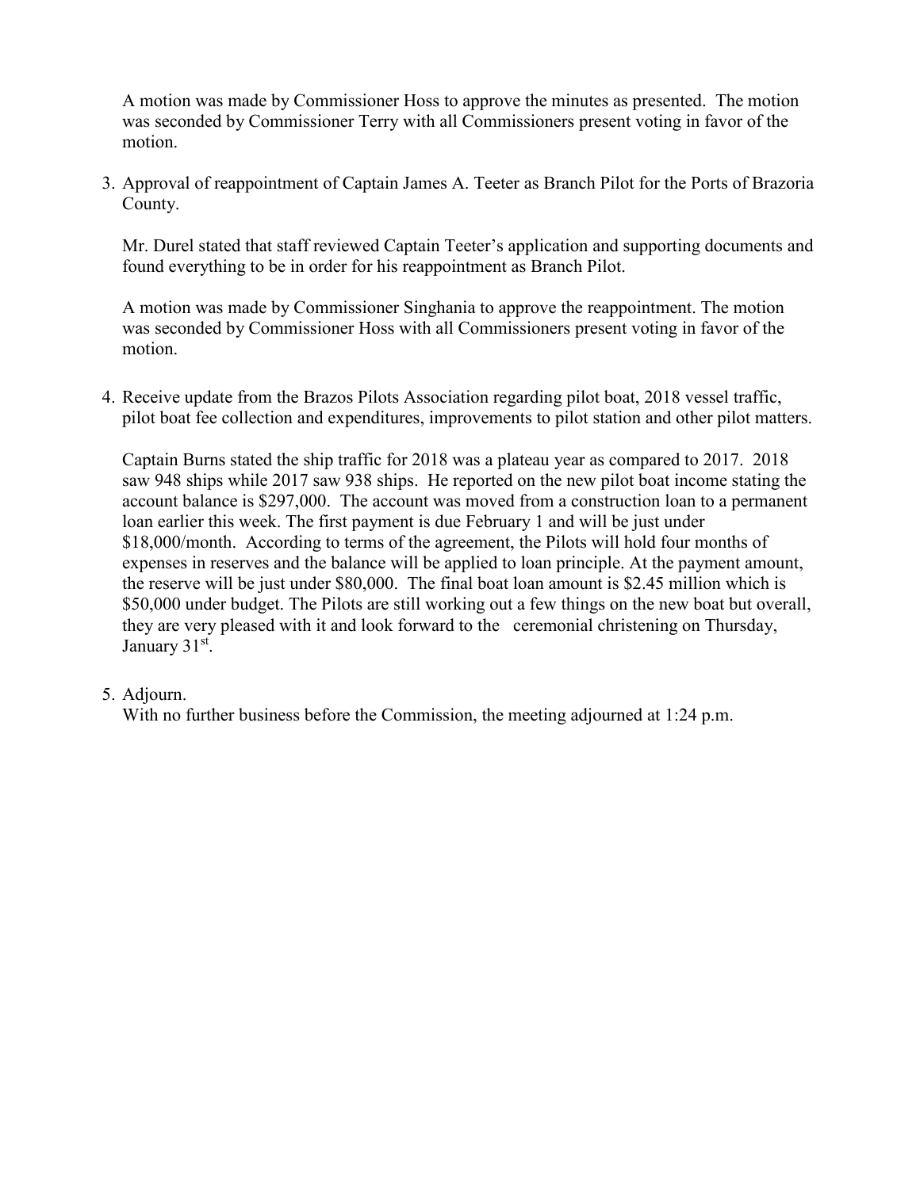A motion was made by Commissioner Hoss to approve the minutes as presented. The motion was seconded by Commissioner Terry with all Commissioners present voting in favor of the motion.

3. Approval of reappointment of Captain James A. Teeter as Branch Pilot for the Ports of Brazoria County.

   Mr. Durel stated that staff reviewed Captain Teeter's application and supporting documents and found everything to be in order for his reappointment as Branch Pilot.

   A motion was made by Commissioner Singhania to approve the reappointment. The motion was seconded by Commissioner Hoss with all Commissioners present voting in favor of the motion.

4. Receive update from the Brazos Pilots Association regarding pilot boat, 2018 vessel traffic, pilot boat fee collection and expenditures, improvements to pilot station and other pilot matters.

   Captain Burns stated the ship traffic for 2018 was a plateau year as compared to 2017. 2018 saw 948 ships while 2017 saw 938 ships. He reported on the new pilot boat income stating the account balance is $297,000. The account was moved from a construction loan to a permanent loan earlier this week. The first payment is due February 1 and will be just under $18,000/month. According to terms of the agreement, the Pilots will hold four months of expenses in reserves and the balance will be applied to loan principle. At the payment amount, the reserve will be just under $80,000. The final boat loan amount is $2.45 million which is $50,000 under budget. The Pilots are still working out a few things on the new boat but overall, they are very pleased with it and look forward to the ceremonial christening on Thursday, January 31st.

5. Adjourn.
   With no further business before the Commission, the meeting adjourned at 1:24 p.m.